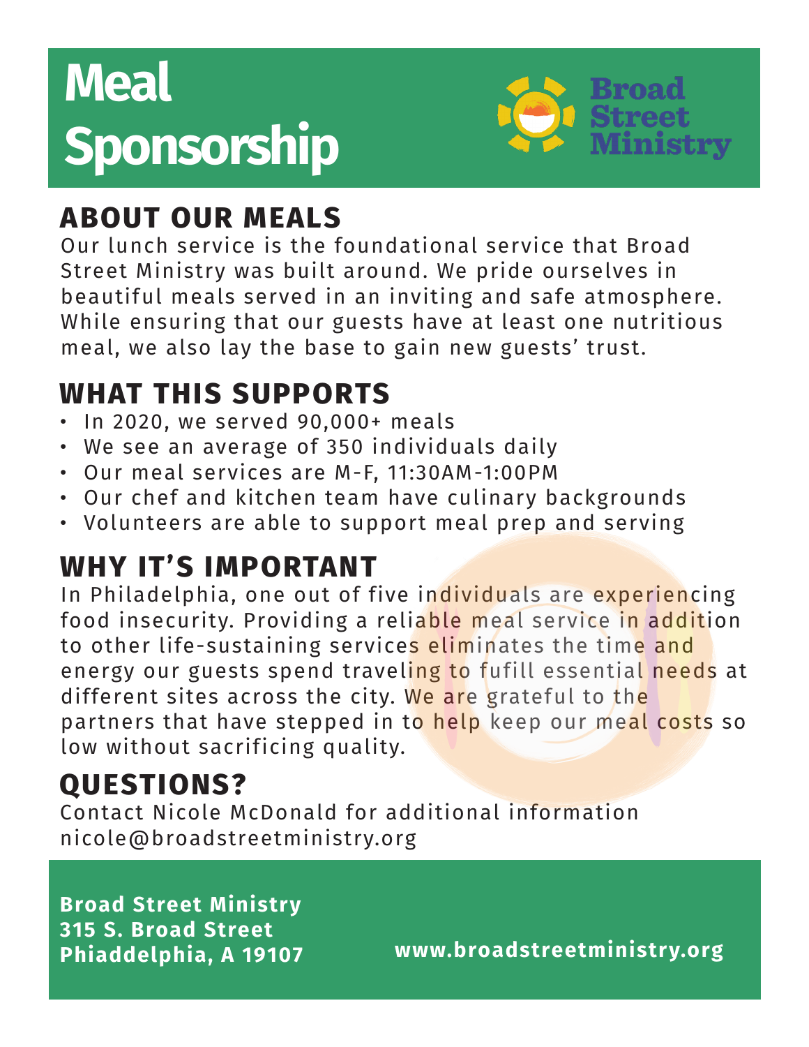# Meal Sponsorship

Broad Street Ministry

## ABOUT OUR MEALS

Our lunch service is the foundational service that Broad Street Ministry was built around. We pride ourselves in beautiful meals served in an inviting and safe atmosphere. While ensuring that our guests have at least one nutritious meal, we also lay the base to gain new guests' trust.

## WHAT THIS SUPPORTS

- In 2020, we served 90,000+ meals
- We see an average of 350 individuals daily
- Our meal services are M-F, 11:30AM-1:00PM
- Our chef and kitchen team have culinary backgrounds
- Volunteers are able to support meal prep and serving

## WHY IT'S IMPORTANT

In Philadelphia, one out of five individuals are experiencing food insecurity. Providing a reliable meal service in addition to other life-sustaining services eliminates the time and energy our guests spend traveling to fufill essential needs at different sites across the city. We are grateful to the partners that have stepped in to help keep our meal costs so low without sacrificing quality.

## QUESTIONS?

Contact Nicole McDonald for additional information
nicole@broadstreetministry.org

**Broad Street Ministry**
**315 S. Broad Street**
**Phiaddelphia, A 19107**

**www.broadstreetministry.org**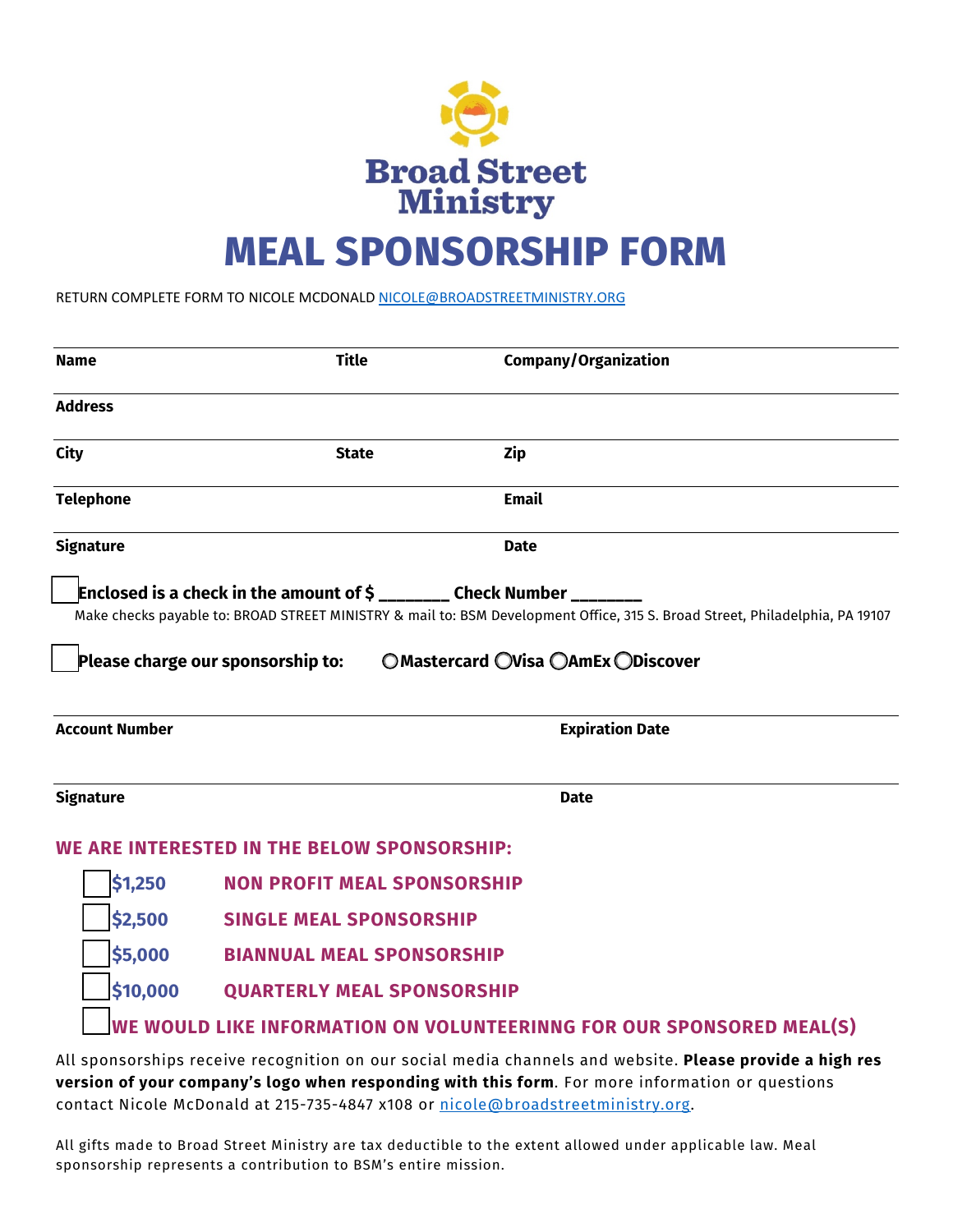Broad Street Ministry

# MEAL SPONSORSHIP FORM

RETURN COMPLETE FORM TO NICOLE MCDONALD NICOLE@BROADSTREETMINISTRY.ORG

| | | |
|---|---|---|
| **Name** | **Title** | **Company/Organization** |
| **Address** | | |
| **City** | **State** | **Zip** |
| **Telephone** | | **Email** |
| **Signature** | | **Date** |

☐ **Enclosed is a check in the amount of $ _______ Check Number _______**

Make checks payable to: BROAD STREET MINISTRY & mail to: BSM Development Office, 315 S. Broad Street, Philadelphia, PA 19107

☐ **Please charge our sponsorship to:** ◯ **Mastercard** ◯ **Visa** ◯ **AmEx** ◯ **Discover**

| | |
|---|---|
| **Account Number** | **Expiration Date** |
| **Signature** | **Date** |

## WE ARE INTERESTED IN THE BELOW SPONSORSHIP:

- ☐ **$1,250** **NON PROFIT MEAL SPONSORSHIP**
- ☐ **$2,500** **SINGLE MEAL SPONSORSHIP**
- ☐ **$5,000** **BIANNUAL MEAL SPONSORSHIP**
- ☐ **$10,000** **QUARTERLY MEAL SPONSORSHIP**
- ☐ **WE WOULD LIKE INFORMATION ON VOLUNTEERINNG FOR OUR SPONSORED MEAL(S)**

All sponsorships receive recognition on our social media channels and website. **Please provide a high res version of your company's logo when responding with this form**. For more information or questions contact Nicole McDonald at 215-735-4847 x108 or nicole@broadstreetministry.org.

All gifts made to Broad Street Ministry are tax deductible to the extent allowed under applicable law. Meal sponsorship represents a contribution to BSM's entire mission.